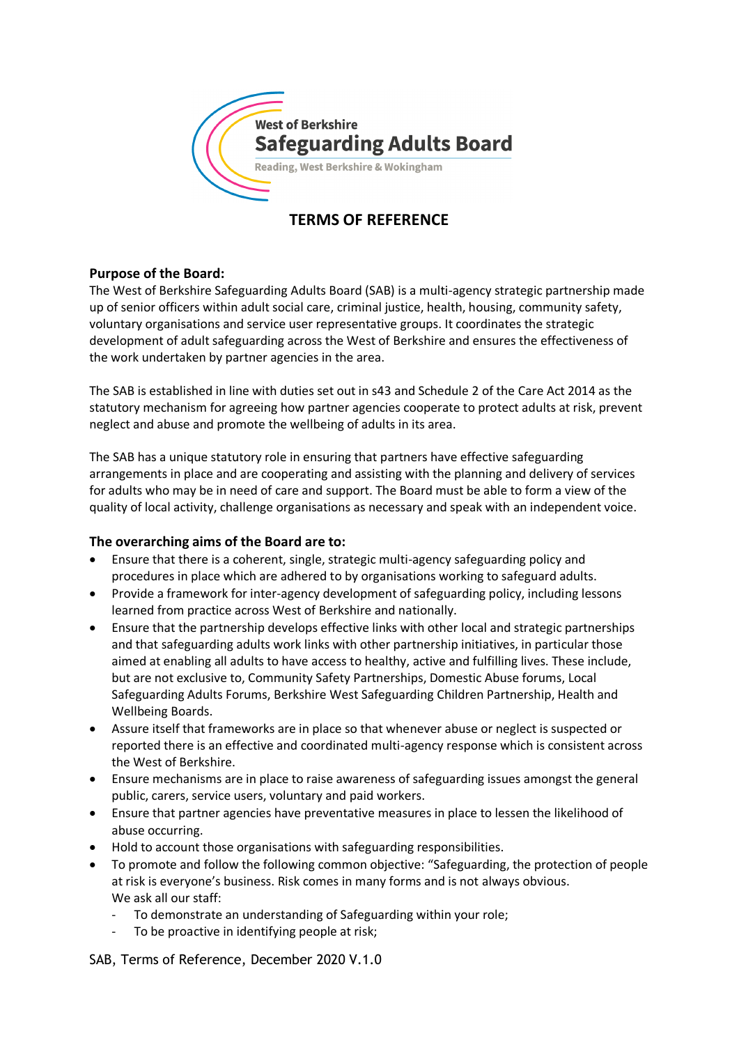West of Berkshire
Safeguarding Adults Board
Reading, West Berkshire & Wokingham

# TERMS OF REFERENCE

**Purpose of the Board:**

The West of Berkshire Safeguarding Adults Board (SAB) is a multi-agency strategic partnership made up of senior officers within adult social care, criminal justice, health, housing, community safety, voluntary organisations and service user representative groups. It coordinates the strategic development of adult safeguarding across the West of Berkshire and ensures the effectiveness of the work undertaken by partner agencies in the area.

The SAB is established in line with duties set out in s43 and Schedule 2 of the Care Act 2014 as the statutory mechanism for agreeing how partner agencies cooperate to protect adults at risk, prevent neglect and abuse and promote the wellbeing of adults in its area.

The SAB has a unique statutory role in ensuring that partners have effective safeguarding arrangements in place and are cooperating and assisting with the planning and delivery of services for adults who may be in need of care and support. The Board must be able to form a view of the quality of local activity, challenge organisations as necessary and speak with an independent voice.

**The overarching aims of the Board are to:**

- Ensure that there is a coherent, single, strategic multi-agency safeguarding policy and procedures in place which are adhered to by organisations working to safeguard adults.
- Provide a framework for inter-agency development of safeguarding policy, including lessons learned from practice across West of Berkshire and nationally.
- Ensure that the partnership develops effective links with other local and strategic partnerships and that safeguarding adults work links with other partnership initiatives, in particular those aimed at enabling all adults to have access to healthy, active and fulfilling lives. These include, but are not exclusive to, Community Safety Partnerships, Domestic Abuse forums, Local Safeguarding Adults Forums, Berkshire West Safeguarding Children Partnership, Health and Wellbeing Boards.
- Assure itself that frameworks are in place so that whenever abuse or neglect is suspected or reported there is an effective and coordinated multi-agency response which is consistent across the West of Berkshire.
- Ensure mechanisms are in place to raise awareness of safeguarding issues amongst the general public, carers, service users, voluntary and paid workers.
- Ensure that partner agencies have preventative measures in place to lessen the likelihood of abuse occurring.
- Hold to account those organisations with safeguarding responsibilities.
- To promote and follow the following common objective: "Safeguarding, the protection of people at risk is everyone's business. Risk comes in many forms and is not always obvious.
  We ask all our staff:
  - To demonstrate an understanding of Safeguarding within your role;
  - To be proactive in identifying people at risk;

SAB, Terms of Reference, December 2020 V.1.0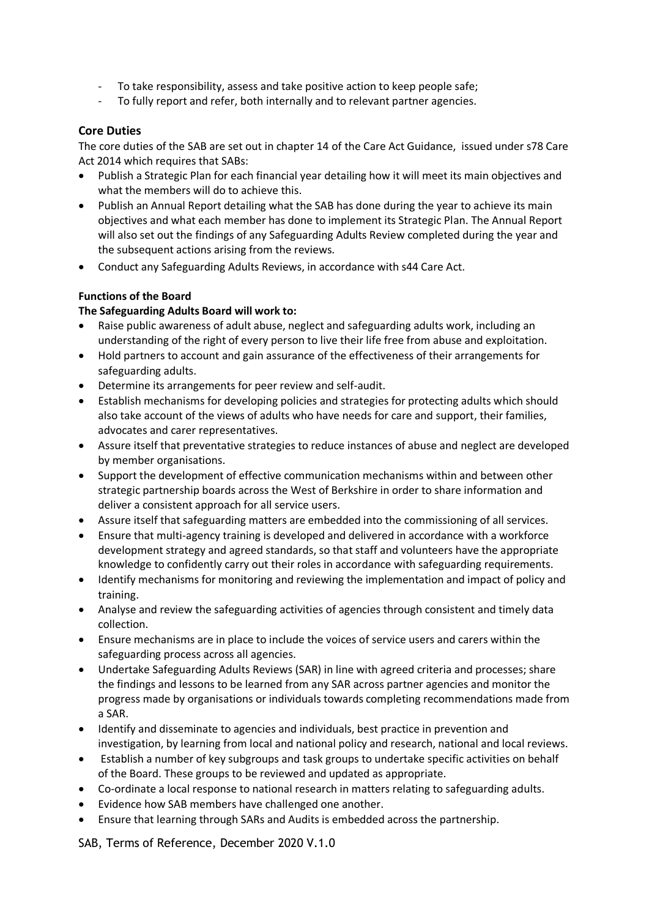- To take responsibility, assess and take positive action to keep people safe;
- To fully report and refer, both internally and to relevant partner agencies.

## Core Duties

The core duties of the SAB are set out in chapter 14 of the Care Act Guidance, issued under s78 Care Act 2014 which requires that SABs:

- Publish a Strategic Plan for each financial year detailing how it will meet its main objectives and what the members will do to achieve this.
- Publish an Annual Report detailing what the SAB has done during the year to achieve its main objectives and what each member has done to implement its Strategic Plan. The Annual Report will also set out the findings of any Safeguarding Adults Review completed during the year and the subsequent actions arising from the reviews.
- Conduct any Safeguarding Adults Reviews, in accordance with s44 Care Act.

### Functions of the Board

**The Safeguarding Adults Board will work to:**

- Raise public awareness of adult abuse, neglect and safeguarding adults work, including an understanding of the right of every person to live their life free from abuse and exploitation.
- Hold partners to account and gain assurance of the effectiveness of their arrangements for safeguarding adults.
- Determine its arrangements for peer review and self-audit.
- Establish mechanisms for developing policies and strategies for protecting adults which should also take account of the views of adults who have needs for care and support, their families, advocates and carer representatives.
- Assure itself that preventative strategies to reduce instances of abuse and neglect are developed by member organisations.
- Support the development of effective communication mechanisms within and between other strategic partnership boards across the West of Berkshire in order to share information and deliver a consistent approach for all service users.
- Assure itself that safeguarding matters are embedded into the commissioning of all services.
- Ensure that multi-agency training is developed and delivered in accordance with a workforce development strategy and agreed standards, so that staff and volunteers have the appropriate knowledge to confidently carry out their roles in accordance with safeguarding requirements.
- Identify mechanisms for monitoring and reviewing the implementation and impact of policy and training.
- Analyse and review the safeguarding activities of agencies through consistent and timely data collection.
- Ensure mechanisms are in place to include the voices of service users and carers within the safeguarding process across all agencies.
- Undertake Safeguarding Adults Reviews (SAR) in line with agreed criteria and processes; share the findings and lessons to be learned from any SAR across partner agencies and monitor the progress made by organisations or individuals towards completing recommendations made from a SAR.
- Identify and disseminate to agencies and individuals, best practice in prevention and investigation, by learning from local and national policy and research, national and local reviews.
- Establish a number of key subgroups and task groups to undertake specific activities on behalf of the Board. These groups to be reviewed and updated as appropriate.
- Co-ordinate a local response to national research in matters relating to safeguarding adults.
- Evidence how SAB members have challenged one another.
- Ensure that learning through SARs and Audits is embedded across the partnership.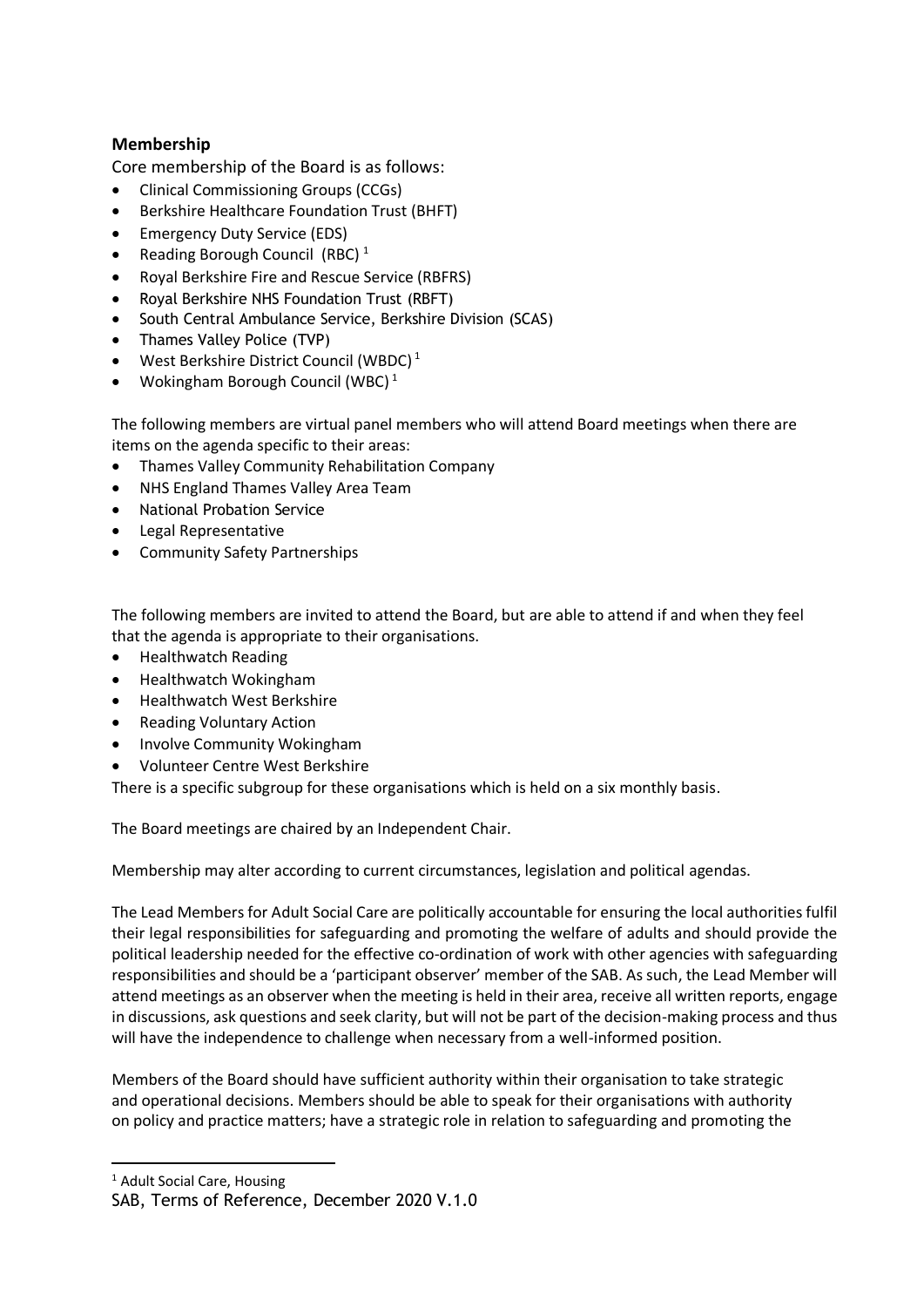## Membership

Core membership of the Board is as follows:

- Clinical Commissioning Groups (CCGs)
- Berkshire Healthcare Foundation Trust (BHFT)
- Emergency Duty Service (EDS)
- Reading Borough Council (RBC) [1]
- Royal Berkshire Fire and Rescue Service (RBFRS)
- Royal Berkshire NHS Foundation Trust (RBFT)
- South Central Ambulance Service, Berkshire Division (SCAS)
- Thames Valley Police (TVP)
- West Berkshire District Council (WBDC) [1]
- Wokingham Borough Council (WBC) [1]

The following members are virtual panel members who will attend Board meetings when there are items on the agenda specific to their areas:

- Thames Valley Community Rehabilitation Company
- NHS England Thames Valley Area Team
- National Probation Service
- Legal Representative
- Community Safety Partnerships

The following members are invited to attend the Board, but are able to attend if and when they feel that the agenda is appropriate to their organisations.

- Healthwatch Reading
- Healthwatch Wokingham
- Healthwatch West Berkshire
- Reading Voluntary Action
- Involve Community Wokingham
- Volunteer Centre West Berkshire

There is a specific subgroup for these organisations which is held on a six monthly basis.

The Board meetings are chaired by an Independent Chair.

Membership may alter according to current circumstances, legislation and political agendas.

The Lead Members for Adult Social Care are politically accountable for ensuring the local authorities fulfil their legal responsibilities for safeguarding and promoting the welfare of adults and should provide the political leadership needed for the effective co-ordination of work with other agencies with safeguarding responsibilities and should be a 'participant observer' member of the SAB. As such, the Lead Member will attend meetings as an observer when the meeting is held in their area, receive all written reports, engage in discussions, ask questions and seek clarity, but will not be part of the decision-making process and thus will have the independence to challenge when necessary from a well-informed position.

Members of the Board should have sufficient authority within their organisation to take strategic and operational decisions. Members should be able to speak for their organisations with authority on policy and practice matters; have a strategic role in relation to safeguarding and promoting the

[1] Adult Social Care, Housing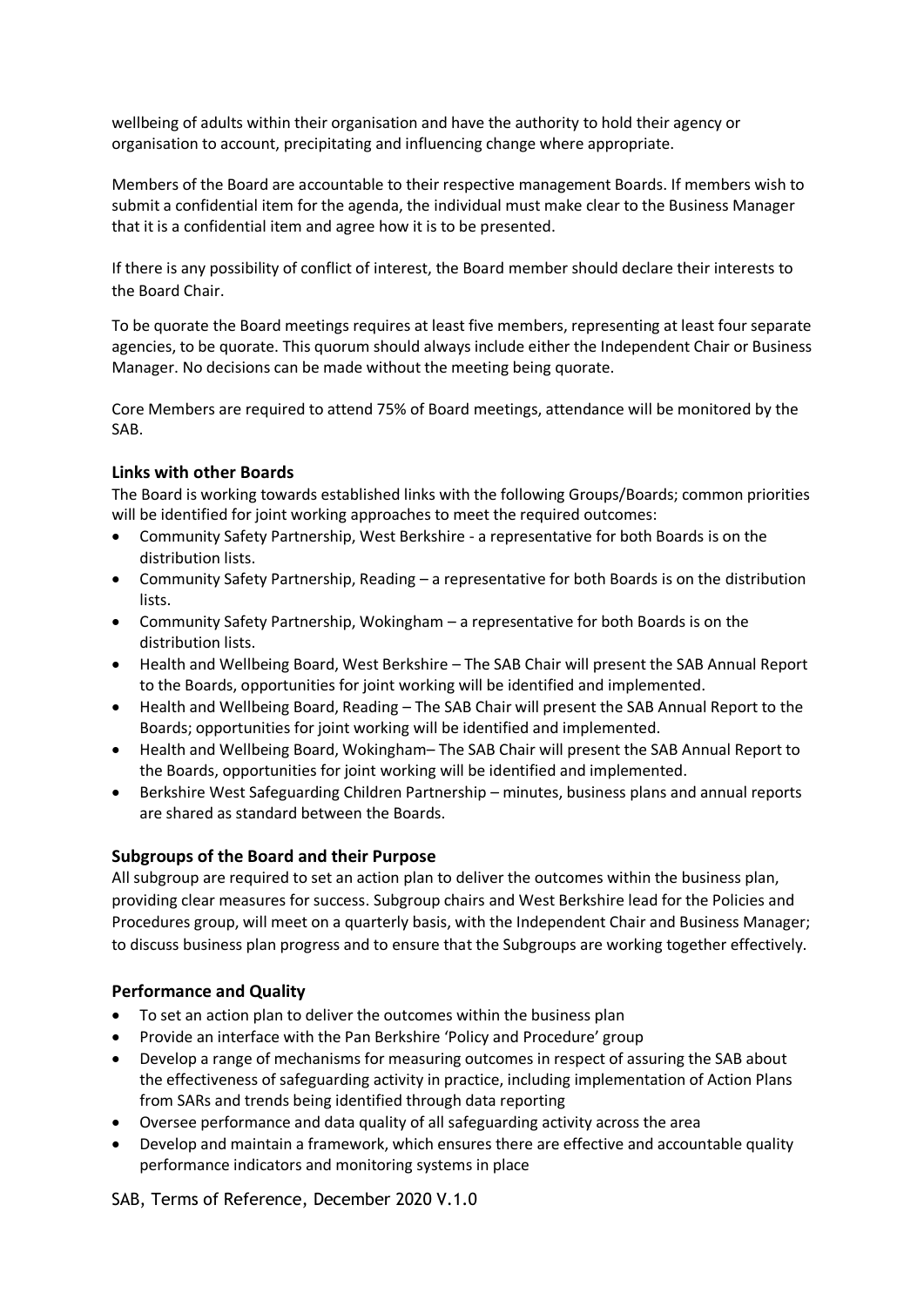wellbeing of adults within their organisation and have the authority to hold their agency or organisation to account, precipitating and influencing change where appropriate.

Members of the Board are accountable to their respective management Boards. If members wish to submit a confidential item for the agenda, the individual must make clear to the Business Manager that it is a confidential item and agree how it is to be presented.

If there is any possibility of conflict of interest, the Board member should declare their interests to the Board Chair.

To be quorate the Board meetings requires at least five members, representing at least four separate agencies, to be quorate. This quorum should always include either the Independent Chair or Business Manager. No decisions can be made without the meeting being quorate.

Core Members are required to attend 75% of Board meetings, attendance will be monitored by the SAB.

### Links with other Boards

The Board is working towards established links with the following Groups/Boards; common priorities will be identified for joint working approaches to meet the required outcomes:

- Community Safety Partnership, West Berkshire - a representative for both Boards is on the distribution lists.
- Community Safety Partnership, Reading – a representative for both Boards is on the distribution lists.
- Community Safety Partnership, Wokingham – a representative for both Boards is on the distribution lists.
- Health and Wellbeing Board, West Berkshire – The SAB Chair will present the SAB Annual Report to the Boards, opportunities for joint working will be identified and implemented.
- Health and Wellbeing Board, Reading – The SAB Chair will present the SAB Annual Report to the Boards; opportunities for joint working will be identified and implemented.
- Health and Wellbeing Board, Wokingham– The SAB Chair will present the SAB Annual Report to the Boards, opportunities for joint working will be identified and implemented.
- Berkshire West Safeguarding Children Partnership – minutes, business plans and annual reports are shared as standard between the Boards.

### Subgroups of the Board and their Purpose

All subgroup are required to set an action plan to deliver the outcomes within the business plan, providing clear measures for success. Subgroup chairs and West Berkshire lead for the Policies and Procedures group, will meet on a quarterly basis, with the Independent Chair and Business Manager; to discuss business plan progress and to ensure that the Subgroups are working together effectively.

### Performance and Quality

- To set an action plan to deliver the outcomes within the business plan
- Provide an interface with the Pan Berkshire 'Policy and Procedure' group
- Develop a range of mechanisms for measuring outcomes in respect of assuring the SAB about the effectiveness of safeguarding activity in practice, including implementation of Action Plans from SARs and trends being identified through data reporting
- Oversee performance and data quality of all safeguarding activity across the area
- Develop and maintain a framework, which ensures there are effective and accountable quality performance indicators and monitoring systems in place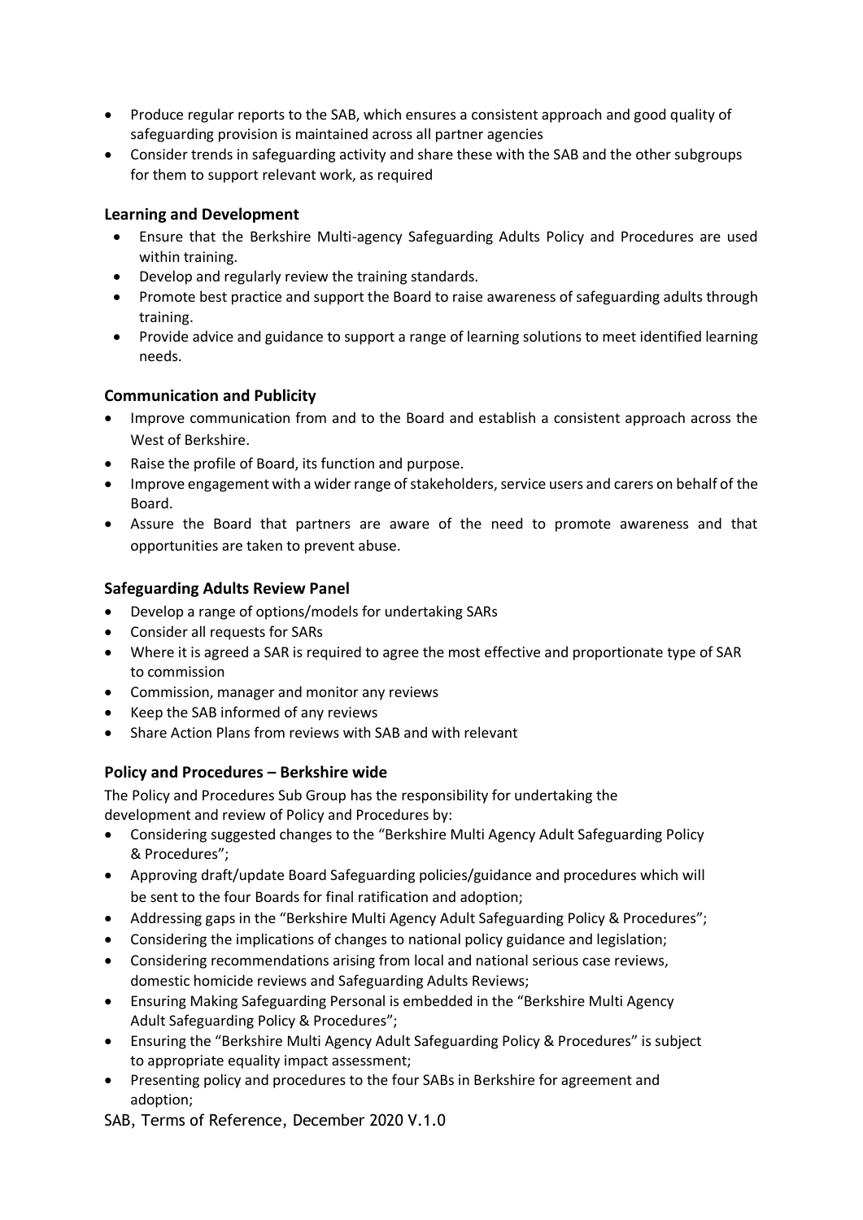- Produce regular reports to the SAB, which ensures a consistent approach and good quality of safeguarding provision is maintained across all partner agencies
- Consider trends in safeguarding activity and share these with the SAB and the other subgroups for them to support relevant work, as required

### Learning and Development

- Ensure that the Berkshire Multi-agency Safeguarding Adults Policy and Procedures are used within training.
- Develop and regularly review the training standards.
- Promote best practice and support the Board to raise awareness of safeguarding adults through training.
- Provide advice and guidance to support a range of learning solutions to meet identified learning needs.

### Communication and Publicity

- Improve communication from and to the Board and establish a consistent approach across the West of Berkshire.
- Raise the profile of Board, its function and purpose.
- Improve engagement with a wider range of stakeholders, service users and carers on behalf of the Board.
- Assure the Board that partners are aware of the need to promote awareness and that opportunities are taken to prevent abuse.

### Safeguarding Adults Review Panel

- Develop a range of options/models for undertaking SARs
- Consider all requests for SARs
- Where it is agreed a SAR is required to agree the most effective and proportionate type of SAR to commission
- Commission, manager and monitor any reviews
- Keep the SAB informed of any reviews
- Share Action Plans from reviews with SAB and with relevant

### Policy and Procedures – Berkshire wide

The Policy and Procedures Sub Group has the responsibility for undertaking the development and review of Policy and Procedures by:

- Considering suggested changes to the "Berkshire Multi Agency Adult Safeguarding Policy & Procedures";
- Approving draft/update Board Safeguarding policies/guidance and procedures which will be sent to the four Boards for final ratification and adoption;
- Addressing gaps in the "Berkshire Multi Agency Adult Safeguarding Policy & Procedures";
- Considering the implications of changes to national policy guidance and legislation;
- Considering recommendations arising from local and national serious case reviews, domestic homicide reviews and Safeguarding Adults Reviews;
- Ensuring Making Safeguarding Personal is embedded in the "Berkshire Multi Agency Adult Safeguarding Policy & Procedures";
- Ensuring the "Berkshire Multi Agency Adult Safeguarding Policy & Procedures" is subject to appropriate equality impact assessment;
- Presenting policy and procedures to the four SABs in Berkshire for agreement and adoption;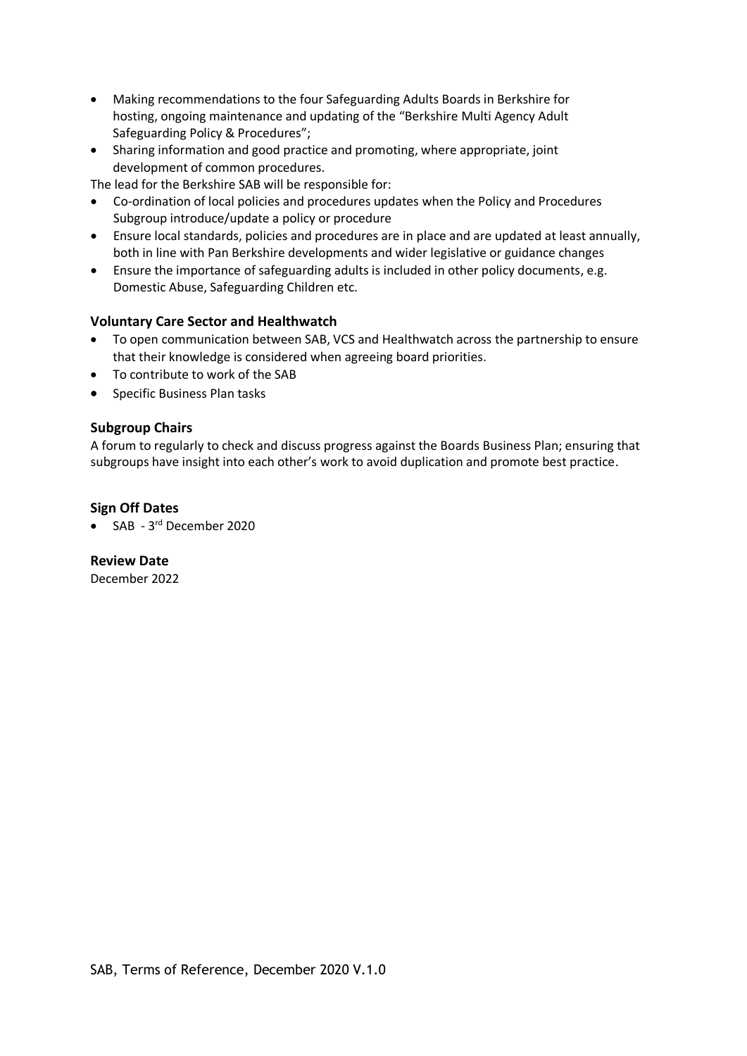- Making recommendations to the four Safeguarding Adults Boards in Berkshire for hosting, ongoing maintenance and updating of the "Berkshire Multi Agency Adult Safeguarding Policy & Procedures";
- Sharing information and good practice and promoting, where appropriate, joint development of common procedures.

The lead for the Berkshire SAB will be responsible for:

- Co-ordination of local policies and procedures updates when the Policy and Procedures Subgroup introduce/update a policy or procedure
- Ensure local standards, policies and procedures are in place and are updated at least annually, both in line with Pan Berkshire developments and wider legislative or guidance changes
- Ensure the importance of safeguarding adults is included in other policy documents, e.g. Domestic Abuse, Safeguarding Children etc.

### Voluntary Care Sector and Healthwatch

- To open communication between SAB, VCS and Healthwatch across the partnership to ensure that their knowledge is considered when agreeing board priorities.
- To contribute to work of the SAB
- Specific Business Plan tasks

### Subgroup Chairs

A forum to regularly to check and discuss progress against the Boards Business Plan; ensuring that subgroups have insight into each other's work to avoid duplication and promote best practice.

### Sign Off Dates

- SAB - 3rd December 2020

### Review Date

December 2022